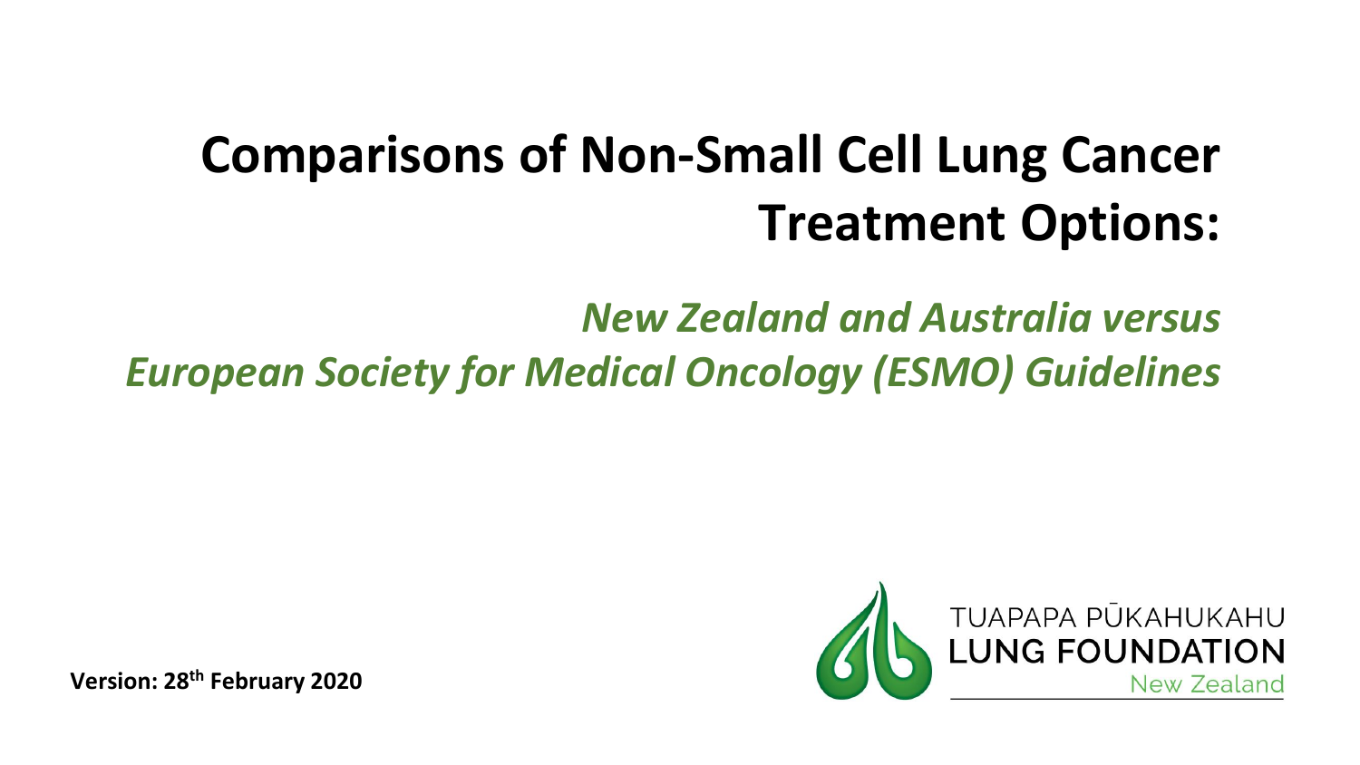# Comparisons of Non-Small Cell Lung Cancer Treatment Options:

## *New Zealand and Australia versus European Society for Medical Oncology (ESMO) Guidelines*

TUAPAPA PŪKAHUKAHU
LUNG FOUNDATION
New Zealand

**Version: 28th February 2020**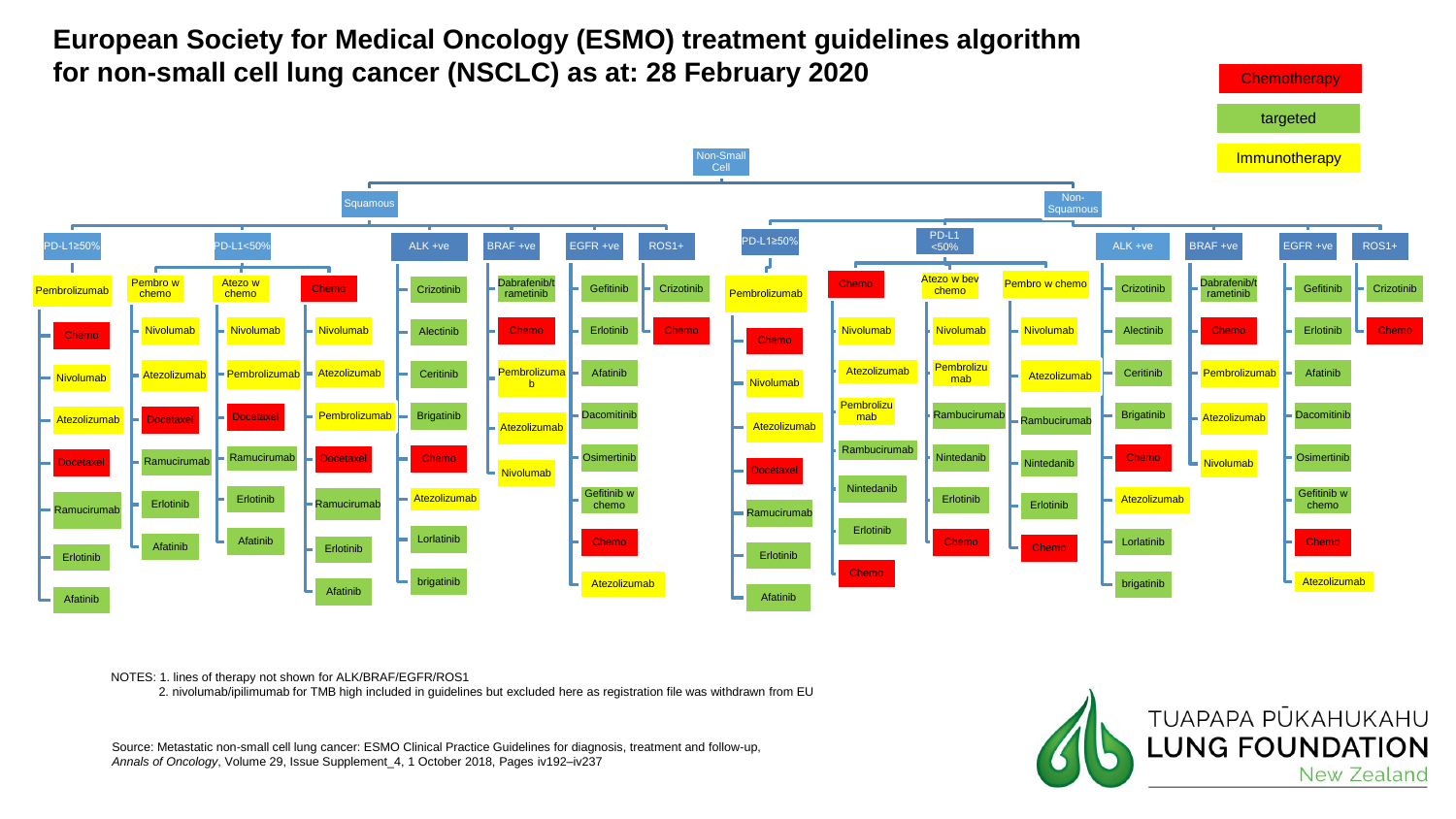# European Society for Medical Oncology (ESMO) treatment guidelines algorithm for non-small cell lung cancer (NSCLC) as at: 28 February 2020

Legend: Chemotherapy (red) | targeted (green) | Immunotherapy (yellow)

## Non-Small Cell

### Squamous

- **PD-L1≥50%**
  - Pembrolizumab
    - Chemo
    - Nivolumab
    - Atezolizumab
    - Docetaxel
    - Ramucirumab
    - Erlotinib
    - Afatinib
- **PD-L1<50%**
  - Pembro w chemo
    - Nivolumab
    - Atezolizumab
    - Docetaxel
    - Ramucirumab
    - Erlotinib
    - Afatinib
  - Atezo w chemo
    - Nivolumab
    - Pembrolizumab
    - Docetaxel
    - Ramucirumab
    - Erlotinib
    - Afatinib
  - Chemo
    - Nivolumab
    - Atezolizumab
    - Pembrolizumab
    - Docetaxel
    - Ramucirumab
    - Erlotinib
    - Afatinib
- **ALK +ve**
  - Crizotinib
  - Alectinib
  - Ceritinib
  - Brigatinib
  - Chemo
  - Atezolizumab
  - Lorlatinib
  - brigatinib
- **BRAF +ve**
  - Dabrafenib/trametinib
  - Chemo
  - Pembrolizumab
  - Atezolizumab
  - Nivolumab
- **EGFR +ve**
  - Gefitinib
  - Erlotinib
  - Afatinib
  - Dacomitinib
  - Osimertinib
  - Gefitinib w chemo
  - Chemo
  - Atezolizumab
- **ROS1+**
  - Crizotinib
  - Chemo

### Non-Squamous

- **PD-L1≥50%**
  - Pembrolizumab
    - Chemo
    - Nivolumab
    - Atezolizumab
    - Docetaxel
    - Ramucirumab
    - Erlotinib
    - Afatinib
- **PD-L1 <50%**
  - Chemo
    - Nivolumab
    - Atezolizumab
    - Pembrolizumab
    - Rambucirumab
    - Nintedanib
    - Erlotinib
    - Chemo
  - Atezo w bev chemo
    - Nivolumab
    - Pembrolizumab
    - Rambucirumab
    - Nintedanib
    - Erlotinib
    - Chemo
  - Pembro w chemo
    - Nivolumab
    - Atezolizumab
    - Rambucirumab
    - Nintedanib
    - Erlotinib
    - Chemo
- **ALK +ve**
  - Crizotinib
  - Alectinib
  - Ceritinib
  - Brigatinib
  - Chemo
  - Atezolizumab
  - Lorlatinib
  - brigatinib
- **BRAF +ve**
  - Dabrafenib/trametinib
  - Chemo
  - Pembrolizumab
  - Atezolizumab
  - Nivolumab
- **EGFR +ve**
  - Gefitinib
  - Erlotinib
  - Afatinib
  - Dacomitinib
  - Osimertinib
  - Gefitinib w chemo
  - Chemo
  - Atezolizumab
- **ROS1+**
  - Crizotinib
  - Chemo

NOTES: 1. lines of therapy not shown for ALK/BRAF/EGFR/ROS1

2. nivolumab/ipilimumab for TMB high included in guidelines but excluded here as registration file was withdrawn from EU

Source: Metastatic non-small cell lung cancer: ESMO Clinical Practice Guidelines for diagnosis, treatment and follow-up, *Annals of Oncology*, Volume 29, Issue Supplement_4, 1 October 2018, Pages iv192–iv237

TUAPAPA PŪKAHUKAHU LUNG FOUNDATION New Zealand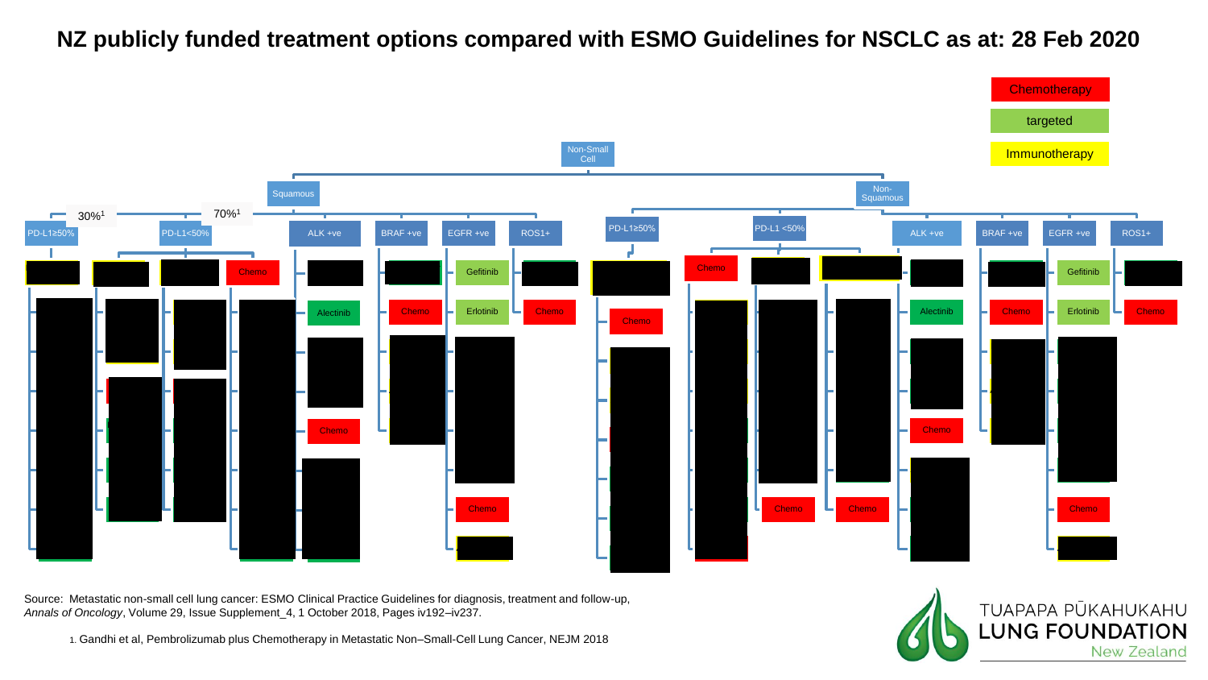# NZ publicly funded treatment options compared with ESMO Guidelines for NSCLC as at: 28 Feb 2020

Chemotherapy

targeted

Immunotherapy

Non-Small Cell

- Squamous
  - PD-L1≥50% (30%[1])
  - PD-L1<50% (70%[1])
    - Chemo
  - ALK +ve
    - Alectinib
    - Chemo
  - BRAF +ve
    - Chemo
  - EGFR +ve
    - Gefitinib
    - Erlotinib
    - Chemo
  - ROS1+
    - Chemo
- Non-Squamous
  - PD-L1≥50%
    - Chemo
  - PD-L1 <50%
    - Chemo
    - Chemo
    - Chemo
  - ALK +ve
    - Alectinib
    - Chemo
  - BRAF +ve
    - Chemo
  - EGFR +ve
    - Gefitinib
    - Erlotinib
    - Chemo
  - ROS1+
    - Chemo

Source: Metastatic non-small cell lung cancer: ESMO Clinical Practice Guidelines for diagnosis, treatment and follow-up, *Annals of Oncology*, Volume 29, Issue Supplement_4, 1 October 2018, Pages iv192–iv237.

1. Gandhi et al, Pembrolizumab plus Chemotherapy in Metastatic Non–Small-Cell Lung Cancer, NEJM 2018

TUAPAPA PŪKAHUKAHU
LUNG FOUNDATION
New Zealand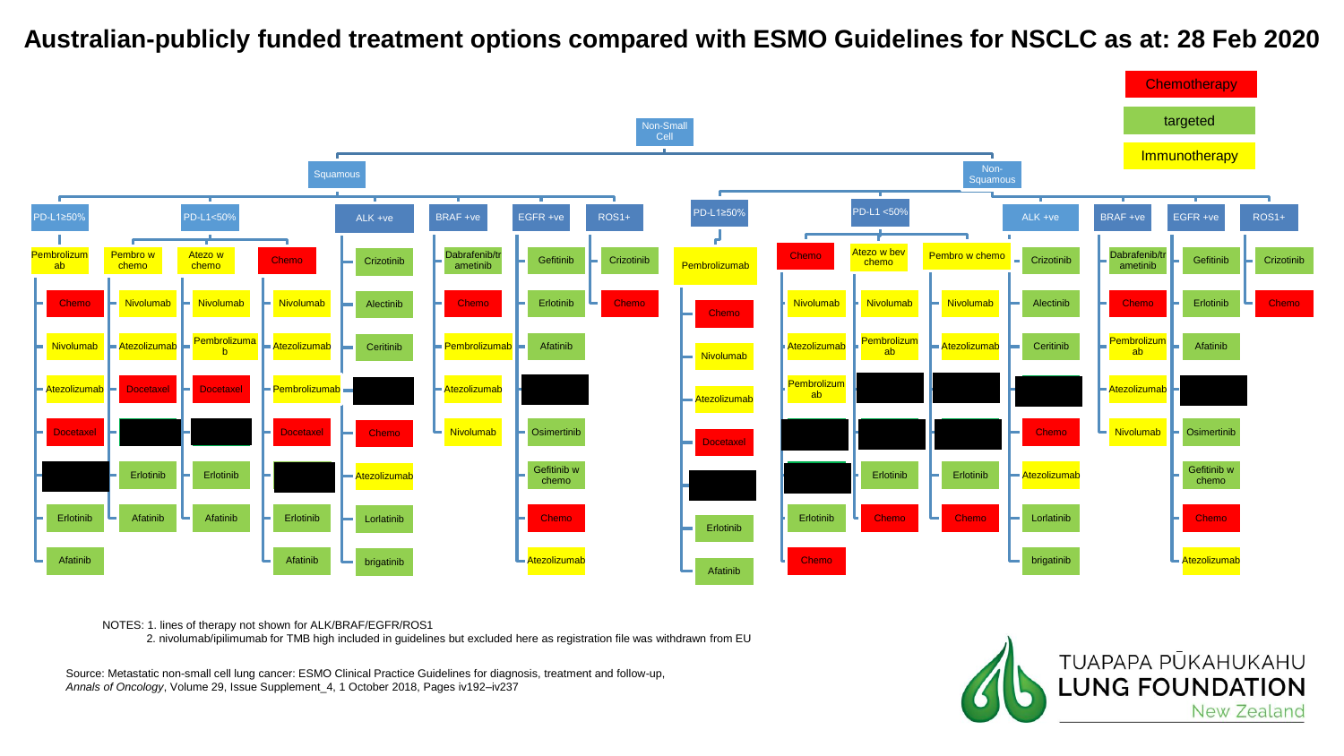# Australian-publicly funded treatment options compared with ESMO Guidelines for NSCLC as at: 28 Feb 2020

- Chemotherapy
- targeted
- Immunotherapy

## Non-Small Cell

### Squamous

- **PD-L1≥50%**
  - Pembrolizumab
    - Chemo
    - Nivolumab
    - Atezolizumab
    - Docetaxel
    - Erlotinib
    - Afatinib
- **PD-L1<50%**
  - Pembro w chemo
    - Nivolumab
    - Atezolizumab
    - Docetaxel
    - Erlotinib
    - Afatinib
  - Atezo w chemo
    - Nivolumab
    - Pembrolizumab
    - Docetaxel
    - Erlotinib
    - Afatinib
  - Chemo
    - Nivolumab
    - Atezolizumab
    - Pembrolizumab
    - Docetaxel
    - Erlotinib
    - Afatinib
- **ALK +ve**
  - Crizotinib
  - Alectinib
  - Ceritinib
  - Chemo
  - Atezolizumab
  - Lorlatinib
  - brigatinib
- **BRAF +ve**
  - Dabrafenib/trametinib
  - Chemo
  - Pembrolizumab
  - Atezolizumab
  - Nivolumab
- **EGFR +ve**
  - Gefitinib
  - Erlotinib
  - Afatinib
  - Osimertinib
  - Gefitinib w chemo
  - Chemo
  - Atezolizumab
- **ROS1+**
  - Crizotinib
  - Chemo

### Non-Squamous

- **PD-L1≥50%**
  - Pembrolizumab
    - Chemo
    - Nivolumab
    - Atezolizumab
    - Docetaxel
    - Erlotinib
    - Afatinib
- **PD-L1 <50%**
  - Chemo
    - Nivolumab
    - Atezolizumab
    - Pembrolizumab
    - Erlotinib
    - Chemo
  - Atezo w bev chemo
    - Nivolumab
    - Pembrolizumab
    - Erlotinib
    - Chemo
  - Pembro w chemo
    - Nivolumab
    - Atezolizumab
    - Erlotinib
    - Chemo
- **ALK +ve**
  - Crizotinib
  - Alectinib
  - Ceritinib
  - Chemo
  - Atezolizumab
  - Lorlatinib
  - brigatinib
- **BRAF +ve**
  - Dabrafenib/trametinib
  - Chemo
  - Pembrolizumab
  - Atezolizumab
  - Nivolumab
- **EGFR +ve**
  - Gefitinib
  - Erlotinib
  - Afatinib
  - Osimertinib
  - Gefitinib w chemo
  - Chemo
  - Atezolizumab
- **ROS1+**
  - Crizotinib
  - Chemo

NOTES: 1. lines of therapy not shown for ALK/BRAF/EGFR/ROS1
2. nivolumab/ipilimumab for TMB high included in guidelines but excluded here as registration file was withdrawn from EU

Source: Metastatic non-small cell lung cancer: ESMO Clinical Practice Guidelines for diagnosis, treatment and follow-up, *Annals of Oncology*, Volume 29, Issue Supplement_4, 1 October 2018, Pages iv192–iv237

TUAPAPA PŪKAHUKAHU LUNG FOUNDATION New Zealand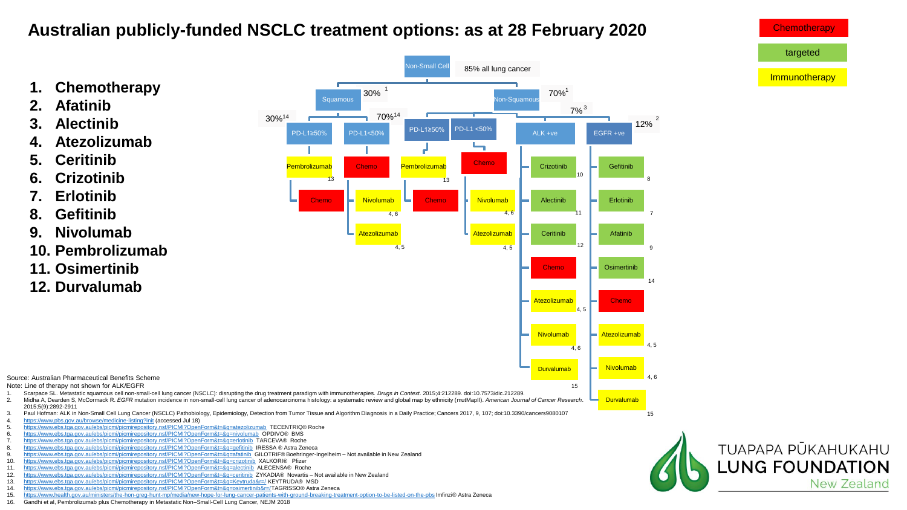# Australian publicly-funded NSCLC treatment options: as at 28 February 2020

1. **Chemotherapy**
2. **Afatinib**
3. **Alectinib**
4. **Atezolizumab**
5. **Ceritinib**
6. **Crizotinib**
7. **Erlotinib**
8. **Gefitinib**
9. **Nivolumab**
10. **Pembrolizumab**
11. **Osimertinib**
12. **Durvalumab**

Legend: Chemotherapy | targeted | Immunotherapy

Non-Small Cell — 85% all lung cancer

- Squamous 30%[1]
  - PD-L1≥50% (30%[14])
    - Pembrolizumab[13]
    - Chemo
  - PD-L1<50% (70%[14])
    - Chemo
    - Nivolumab[4, 6]
    - Atezolizumab[4, 5]
- Non-Squamous 70%[1]
  - PD-L1≥50%
    - Pembrolizumab[13]
    - Chemo
  - PD-L1 <50%
    - Chemo
    - Nivolumab[4, 6]
    - Atezolizumab[4, 5]
  - ALK +ve (7%[3])
    - Crizotinib[10]
    - Alectinib[11]
    - Ceritinib[12]
    - Chemo
    - Atezolizumab[4, 5]
    - Nivolumab[4, 6]
    - Durvalumab[15]
  - EGFR +ve (12%[2])
    - Gefitinib[8]
    - Erlotinib[7]
    - Afatinib[9]
    - Osimertinib[14]
    - Chemo
    - Atezolizumab[4, 5]
    - Nivolumab[4, 6]
    - Durvalumab[15]

Source: Australian Pharmaceutical Benefits Scheme
Note: Line of therapy not shown for ALK/EGFR

1. Scarpace SL. Metastatic squamous cell non-small-cell lung cancer (NSCLC): disrupting the drug treatment paradigm with immunotherapies. *Drugs in Context*. 2015;4:212289. doi:10.7573/dic.212289.
2. Midha A, Dearden S, McCormack R. *EGFR* mutation incidence in non-small-cell lung cancer of adenocarcinoma histology: a systematic review and global map by ethnicity (mutMapII). *American Journal of Cancer Research*. 2015;5(9):2892-2911
3. Paul Hofman: ALK in Non-Small Cell Lung Cancer (NSCLC) Pathobiology, Epidemiology, Detection from Tumor Tissue and Algorithm Diagnosis in a Daily Practice; Cancers 2017, 9, 107; doi:10.3390/cancers9080107
4. https://www.pbs.gov.au/browse/medicine-listing?init (accessed Jul 18)
5. https://www.ebs.tga.gov.au/ebs/picmi/picmirepository.nsf/PICMI?OpenForm&t=&q=atezolizumab TECENTRIQ® Roche
6. https://www.ebs.tga.gov.au/ebs/picmi/picmirepository.nsf/PICMI?OpenForm&t=&q=nivolumab OPDIVO® BMS
7. https://www.ebs.tga.gov.au/ebs/picmi/picmirepository.nsf/PICMI?OpenForm&t=&q=erlotinib TARCEVA® Roche
8. https://www.ebs.tga.gov.au/ebs/picmi/picmirepository.nsf/PICMI?OpenForm&t=&q=gefitinib IRESSA ® Astra Zeneca
9. https://www.ebs.tga.gov.au/ebs/picmi/picmirepository.nsf/PICMI?OpenForm&t=&q=afatinib GILOTRIF® Boehringer-Ingelheim – Not available in New Zealand
10. https://www.ebs.tga.gov.au/ebs/picmi/picmirepository.nsf/PICMI?OpenForm&t=&q=crizotinib XALKORI® Pfizer
11. https://www.ebs.tga.gov.au/ebs/picmi/picmirepository.nsf/PICMI?OpenForm&t=&q=alectinib ALECENSA® Roche
12. https://www.ebs.tga.gov.au/ebs/picmi/picmirepository.nsf/PICMI?OpenForm&t=&q=ceritinib ZYKADIA® Novartis – Not available in New Zealand
13. https://www.ebs.tga.gov.au/ebs/picmi/picmirepository.nsf/PICMI?OpenForm&t=&q=Keytruda&r=/ KEYTRUDA® MSD
14. https://www.ebs.tga.gov.au/ebs/picmi/picmirepository.nsf/PICMI?OpenForm&t=&q=osimertinib&r=/TAGRISSO® Astra Zeneca
15. https://www.health.gov.au/ministers/the-hon-greg-hunt-mp/media/new-hope-for-lung-cancer-patients-with-ground-breaking-treatment-option-to-be-listed-on-the-pbs Imfinzi® Astra Zeneca
16. Gandhi et al, Pembrolizumab plus Chemotherapy in Metastatic Non–Small-Cell Lung Cancer, NEJM 2018

TUAPAPA PŪKAHUKAHU
LUNG FOUNDATION
New Zealand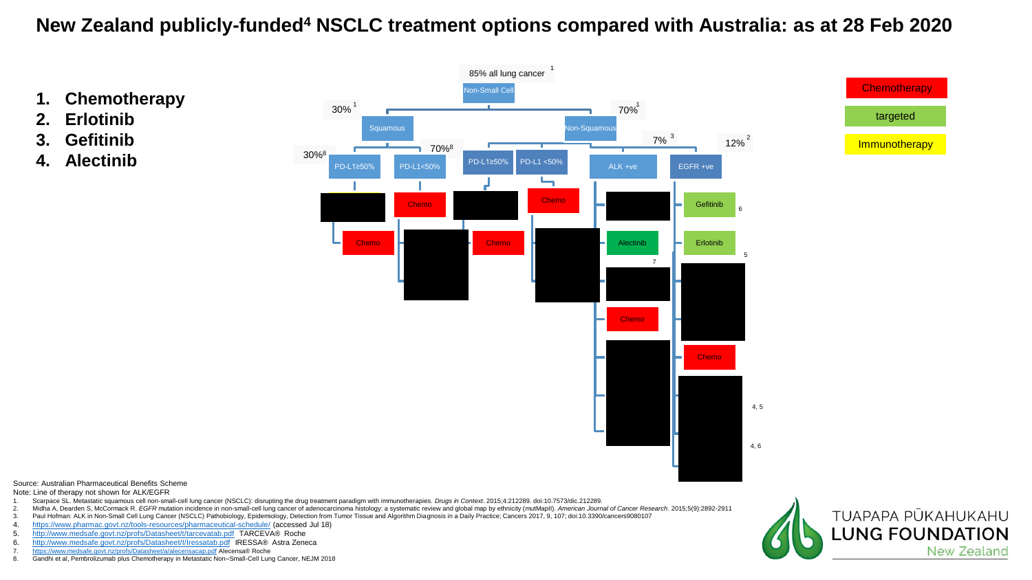# New Zealand publicly-funded[4] NSCLC treatment options compared with Australia: as at 28 Feb 2020

1. **Chemotherapy**
2. **Erlotinib**
3. **Gefitinib**
4. **Alectinib**

85% all lung cancer [1]

Non-Small Cell

- 30% [1] Squamous
  - 30%[8] PD-L1≥50%
    - Chemo
  - 70%[8] PD-L1<50%
    - Chemo
- 70% [1] Non-Squamous
  - PD-L1≥50%
    - Chemo
  - PD-L1 <50%
    - Chemo
  - 7% [3] ALK +ve
    - Alectinib [7]
    - Chemo
  - 12% [2] EGFR +ve
    - Gefitinib [6]
    - Erlotinib [5]
    - Chemo
    - [4, 5]
    - [4, 6]

Chemotherapy

targeted

Immunotherapy

Source: Australian Pharmaceutical Benefits Scheme

Note: Line of therapy not shown for ALK/EGFR

1. Scarpace SL. Metastatic squamous cell non-small-cell lung cancer (NSCLC): disrupting the drug treatment paradigm with immunotherapies. *Drugs in Context*. 2015;4:212289. doi:10.7573/dic.212289.
2. Midha A, Dearden S, McCormack R. *EGFR* mutation incidence in non-small-cell lung cancer of adenocarcinoma histology: a systematic review and global map by ethnicity (mutMapII). *American Journal of Cancer Research*. 2015;5(9):2892-2911
3. Paul Hofman: ALK in Non-Small Cell Lung Cancer (NSCLC) Pathobiology, Epidemiology, Detection from Tumor Tissue and Algorithm Diagnosis in a Daily Practice; Cancers 2017, 9, 107; doi:10.3390/cancers9080107
4. https://www.pharmac.govt.nz/tools-resources/pharmaceutical-schedule/ (accessed Jul 18)
5. http://www.medsafe.govt.nz/profs/Datasheet/t/tarcevatab.pdf TARCEVA® Roche
6. http://www.medsafe.govt.nz/profs/Datasheet/I/Iressatab.pdf IRESSA® Astra Zeneca
7. https://www.medsafe.govt.nz/profs/Datasheet/a/alecensacap.pdf Alecensa® Roche
8. Gandhi et al, Pembrolizumab plus Chemotherapy in Metastatic Non–Small-Cell Lung Cancer, NEJM 2018

TUAPAPA PŪKAHUKAHU LUNG FOUNDATION New Zealand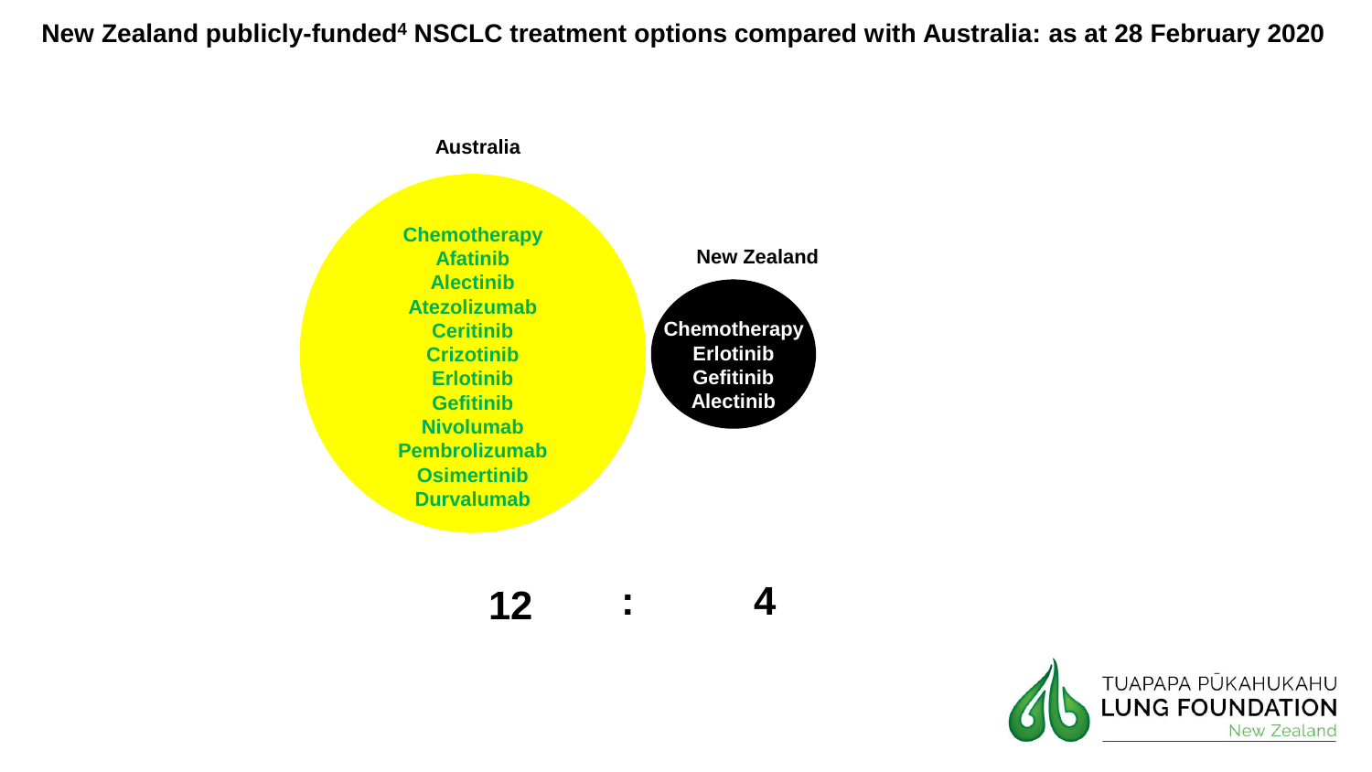# New Zealand publicly-funded[4] NSCLC treatment options compared with Australia: as at 28 February 2020

**Australia**

Chemotherapy
Afatinib
Alectinib
Atezolizumab
Ceritinib
Crizotinib
Erlotinib
Gefitinib
Nivolumab
Pembrolizumab
Osimertinib
Durvalumab

**New Zealand**

Chemotherapy
Erlotinib
Gefitinib
Alectinib

**12 : 4**

TUAPAPA PŪKAHUKAHU
LUNG FOUNDATION
New Zealand